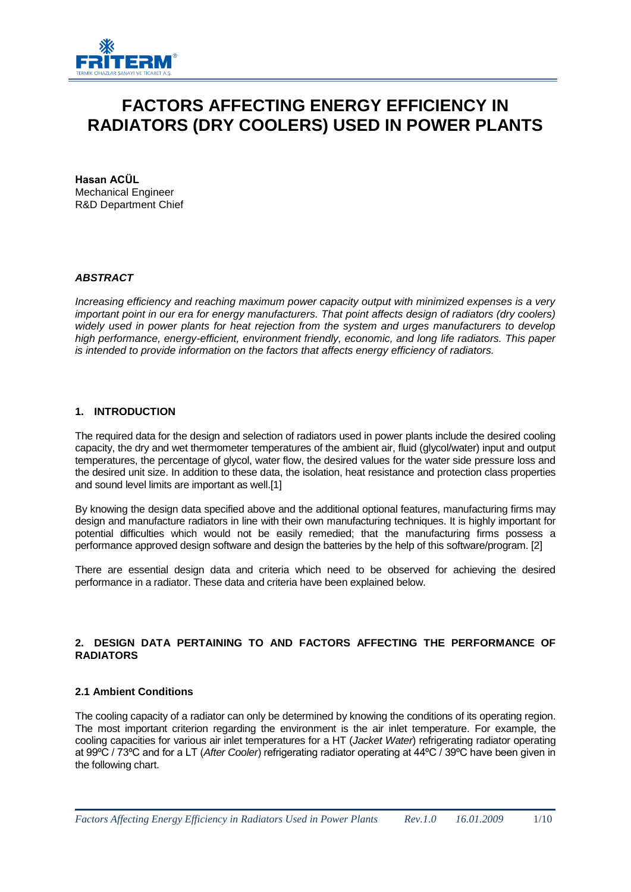# FACTORS AFFECTING ENERGY EFFICIENCY IN RADIATORS (DRY COOLERS) USED IN POWER PLANTS

**Hasan ACÜL**
Mechanical Engineer
R&D Department Chief

### *ABSTRACT*

*Increasing efficiency and reaching maximum power capacity output with minimized expenses is a very important point in our era for energy manufacturers. That point affects design of radiators (dry coolers) widely used in power plants for heat rejection from the system and urges manufacturers to develop high performance, energy-efficient, environment friendly, economic, and long life radiators. This paper is intended to provide information on the factors that affects energy efficiency of radiators.*

## 1. INTRODUCTION

The required data for the design and selection of radiators used in power plants include the desired cooling capacity, the dry and wet thermometer temperatures of the ambient air, fluid (glycol/water) input and output temperatures, the percentage of glycol, water flow, the desired values for the water side pressure loss and the desired unit size. In addition to these data, the isolation, heat resistance and protection class properties and sound level limits are important as well.[1]

By knowing the design data specified above and the additional optional features, manufacturing firms may design and manufacture radiators in line with their own manufacturing techniques. It is highly important for potential difficulties which would not be easily remedied; that the manufacturing firms possess a performance approved design software and design the batteries by the help of this software/program. [2]

There are essential design data and criteria which need to be observed for achieving the desired performance in a radiator. These data and criteria have been explained below.

## 2. DESIGN DATA PERTAINING TO AND FACTORS AFFECTING THE PERFORMANCE OF RADIATORS

### 2.1 Ambient Conditions

The cooling capacity of a radiator can only be determined by knowing the conditions of its operating region. The most important criterion regarding the environment is the air inlet temperature. For example, the cooling capacities for various air inlet temperatures for a HT (*Jacket Water*) refrigerating radiator operating at 99ºC / 73ºC and for a LT (*After Cooler*) refrigerating radiator operating at 44ºC / 39ºC have been given in the following chart.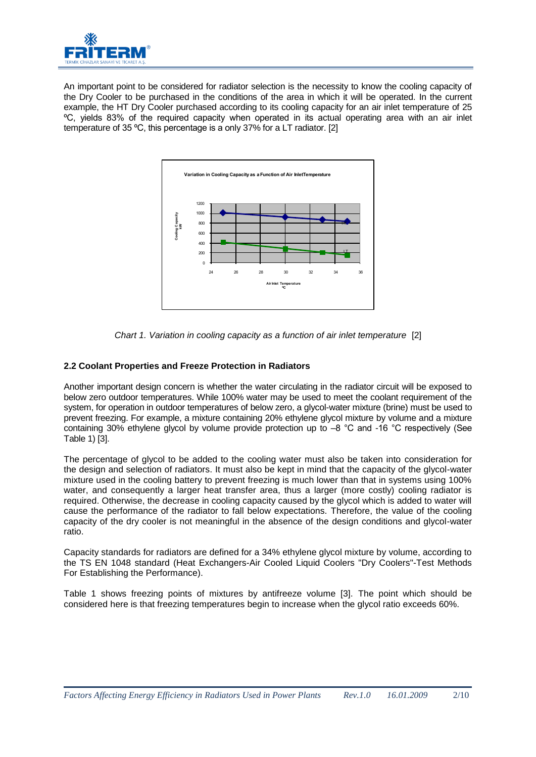An important point to be considered for radiator selection is the necessity to know the cooling capacity of the Dry Cooler to be purchased in the conditions of the area in which it will be operated. In the current example, the HT Dry Cooler purchased according to its cooling capacity for an air inlet temperature of 25 ºC, yields 83% of the required capacity when operated in its actual operating area with an air inlet temperature of 35 ºC, this percentage is a only 37% for a LT radiator. [2]

Variation in Cooling Capacity as a Function of Air InletTemperature

Cooling Capacity kW

1200
1000
800
600
400
200
0

24 26 28 30 32 34 36

Air Inlet Temperature ºC

HT

LT

*Chart 1. Variation in cooling capacity as a function of air inlet temperature* [2]

### 2.2 Coolant Properties and Freeze Protection in Radiators

Another important design concern is whether the water circulating in the radiator circuit will be exposed to below zero outdoor temperatures. While 100% water may be used to meet the coolant requirement of the system, for operation in outdoor temperatures of below zero, a glycol-water mixture (brine) must be used to prevent freezing. For example, a mixture containing 20% ethylene glycol mixture by volume and a mixture containing 30% ethylene glycol by volume provide protection up to –8 °C and -16 °C respectively (See Table 1) [3].

The percentage of glycol to be added to the cooling water must also be taken into consideration for the design and selection of radiators. It must also be kept in mind that the capacity of the glycol-water mixture used in the cooling battery to prevent freezing is much lower than that in systems using 100% water, and consequently a larger heat transfer area, thus a larger (more costly) cooling radiator is required. Otherwise, the decrease in cooling capacity caused by the glycol which is added to water will cause the performance of the radiator to fall below expectations. Therefore, the value of the cooling capacity of the dry cooler is not meaningful in the absence of the design conditions and glycol-water ratio.

Capacity standards for radiators are defined for a 34% ethylene glycol mixture by volume, according to the TS EN 1048 standard (Heat Exchangers-Air Cooled Liquid Coolers "Dry Coolers"-Test Methods For Establishing the Performance).

Table 1 shows freezing points of mixtures by antifreeze volume [3]. The point which should be considered here is that freezing temperatures begin to increase when the glycol ratio exceeds 60%.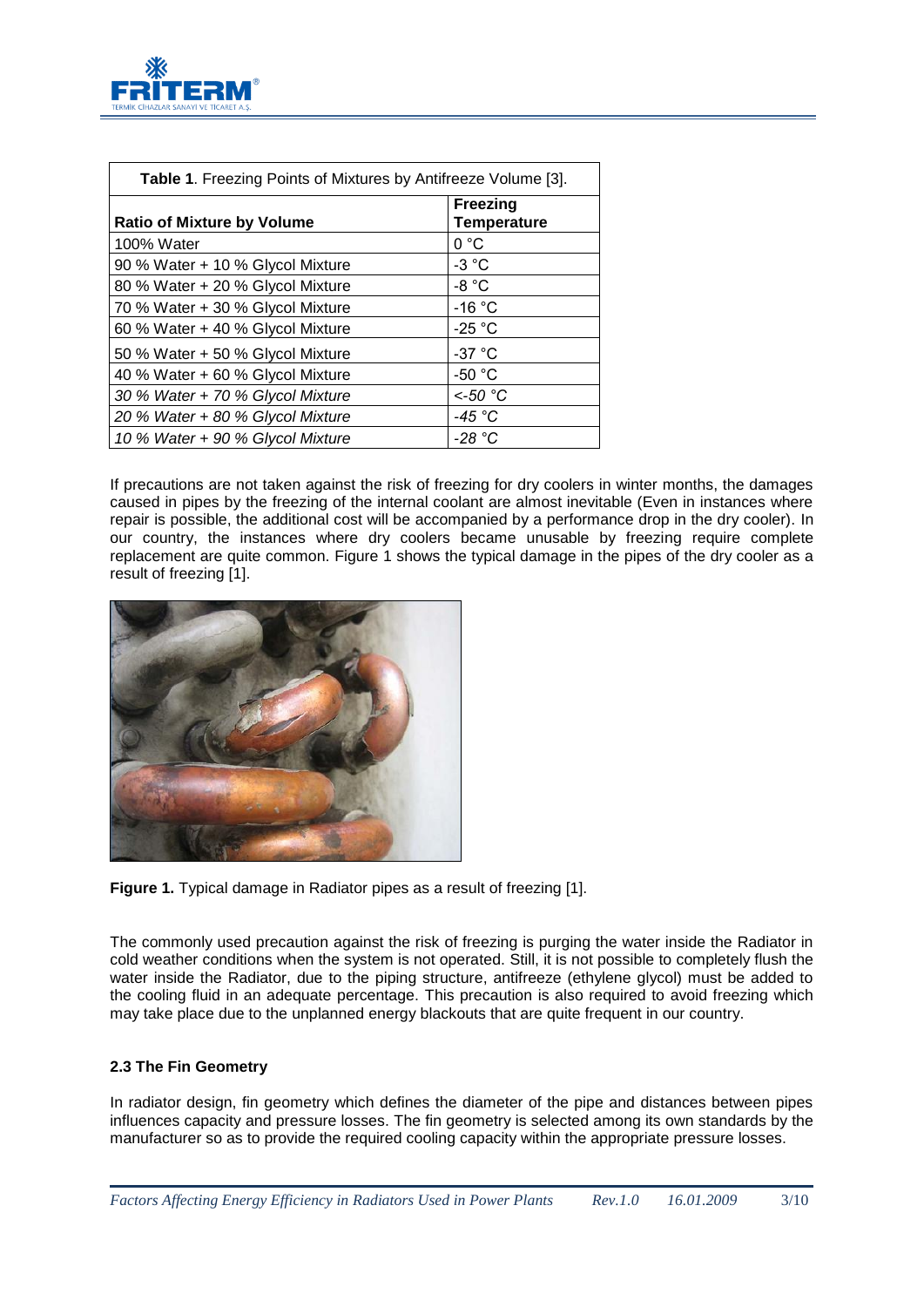| Table 1. Freezing Points of Mixtures by Antifreeze Volume [3]. | |
|---|---|
| **Ratio of Mixture by Volume** | **Freezing Temperature** |
| 100% Water | 0 °C |
| 90 % Water + 10 % Glycol Mixture | -3 °C |
| 80 % Water + 20 % Glycol Mixture | -8 °C |
| 70 % Water + 30 % Glycol Mixture | -16 °C |
| 60 % Water + 40 % Glycol Mixture | -25 °C |
| 50 % Water + 50 % Glycol Mixture | -37 °C |
| 40 % Water + 60 % Glycol Mixture | -50 °C |
| *30 % Water + 70 % Glycol Mixture* | *<-50 °C* |
| *20 % Water + 80 % Glycol Mixture* | *-45 °C* |
| *10 % Water + 90 % Glycol Mixture* | *-28 °C* |

If precautions are not taken against the risk of freezing for dry coolers in winter months, the damages caused in pipes by the freezing of the internal coolant are almost inevitable (Even in instances where repair is possible, the additional cost will be accompanied by a performance drop in the dry cooler). In our country, the instances where dry coolers became unusable by freezing require complete replacement are quite common. Figure 1 shows the typical damage in the pipes of the dry cooler as a result of freezing [1].

**Figure 1.** Typical damage in Radiator pipes as a result of freezing [1].

The commonly used precaution against the risk of freezing is purging the water inside the Radiator in cold weather conditions when the system is not operated. Still, it is not possible to completely flush the water inside the Radiator, due to the piping structure, antifreeze (ethylene glycol) must be added to the cooling fluid in an adequate percentage. This precaution is also required to avoid freezing which may take place due to the unplanned energy blackouts that are quite frequent in our country.

### 2.3 The Fin Geometry

In radiator design, fin geometry which defines the diameter of the pipe and distances between pipes influences capacity and pressure losses. The fin geometry is selected among its own standards by the manufacturer so as to provide the required cooling capacity within the appropriate pressure losses.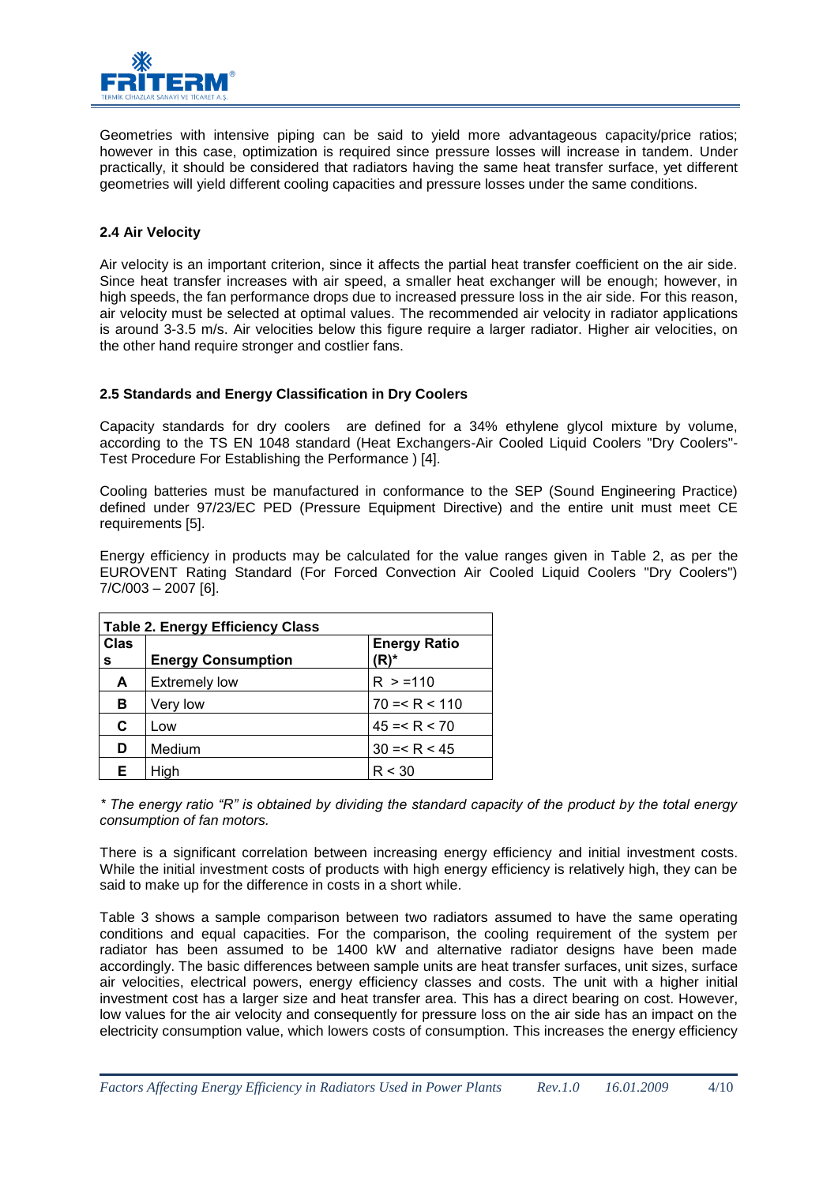Geometries with intensive piping can be said to yield more advantageous capacity/price ratios; however in this case, optimization is required since pressure losses will increase in tandem. Under practically, it should be considered that radiators having the same heat transfer surface, yet different geometries will yield different cooling capacities and pressure losses under the same conditions.

### 2.4 Air Velocity

Air velocity is an important criterion, since it affects the partial heat transfer coefficient on the air side. Since heat transfer increases with air speed, a smaller heat exchanger will be enough; however, in high speeds, the fan performance drops due to increased pressure loss in the air side. For this reason, air velocity must be selected at optimal values. The recommended air velocity in radiator applications is around 3-3.5 m/s. Air velocities below this figure require a larger radiator. Higher air velocities, on the other hand require stronger and costlier fans.

### 2.5 Standards and Energy Classification in Dry Coolers

Capacity standards for dry coolers are defined for a 34% ethylene glycol mixture by volume, according to the TS EN 1048 standard (Heat Exchangers-Air Cooled Liquid Coolers "Dry Coolers"- Test Procedure For Establishing the Performance ) [4].

Cooling batteries must be manufactured in conformance to the SEP (Sound Engineering Practice) defined under 97/23/EC PED (Pressure Equipment Directive) and the entire unit must meet CE requirements [5].

Energy efficiency in products may be calculated for the value ranges given in Table 2, as per the EUROVENT Rating Standard (For Forced Convection Air Cooled Liquid Coolers "Dry Coolers") 7/C/003 – 2007 [6].

**Table 2. Energy Efficiency Class**

| Class | Energy Consumption | Energy Ratio (R)* |
|---|---|---|
| A | Extremely low | R > =110 |
| B | Very low | 70 =< R < 110 |
| C | Low | 45 =< R < 70 |
| D | Medium | 30 =< R < 45 |
| E | High | R < 30 |

*\* The energy ratio "R" is obtained by dividing the standard capacity of the product by the total energy consumption of fan motors.*

There is a significant correlation between increasing energy efficiency and initial investment costs. While the initial investment costs of products with high energy efficiency is relatively high, they can be said to make up for the difference in costs in a short while.

Table 3 shows a sample comparison between two radiators assumed to have the same operating conditions and equal capacities. For the comparison, the cooling requirement of the system per radiator has been assumed to be 1400 kW and alternative radiator designs have been made accordingly. The basic differences between sample units are heat transfer surfaces, unit sizes, surface air velocities, electrical powers, energy efficiency classes and costs. The unit with a higher initial investment cost has a larger size and heat transfer area. This has a direct bearing on cost. However, low values for the air velocity and consequently for pressure loss on the air side has an impact on the electricity consumption value, which lowers costs of consumption. This increases the energy efficiency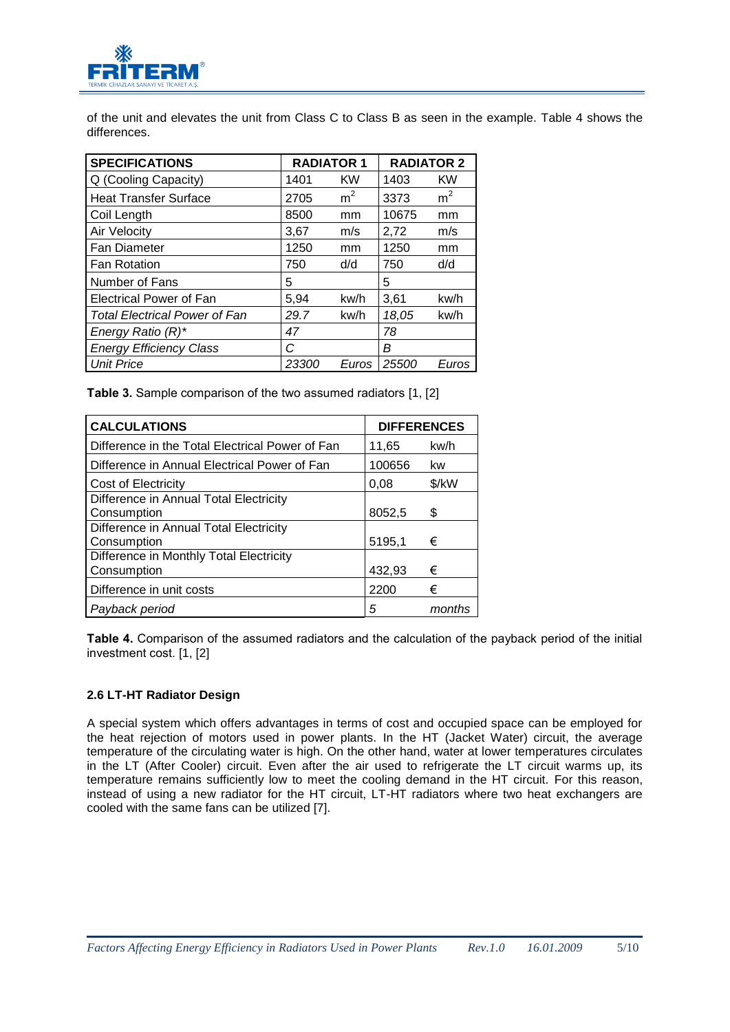of the unit and elevates the unit from Class C to Class B as seen in the example. Table 4 shows the differences.

| **SPECIFICATIONS** | **RADIATOR 1** | | **RADIATOR 2** | |
|---|---|---|---|---|
| Q (Cooling Capacity) | 1401 | KW | 1403 | KW |
| Heat Transfer Surface | 2705 | $m^2$ | 3373 | $m^2$ |
| Coil Length | 8500 | mm | 10675 | mm |
| Air Velocity | 3,67 | m/s | 2,72 | m/s |
| Fan Diameter | 1250 | mm | 1250 | mm |
| Fan Rotation | 750 | d/d | 750 | d/d |
| Number of Fans | 5 | | 5 | |
| Electrical Power of Fan | 5,94 | kw/h | 3,61 | kw/h |
| *Total Electrical Power of Fan* | *29.7* | kw/h | *18,05* | kw/h |
| *Energy Ratio (R)** | *47* | | *78* | |
| *Energy Efficiency Class* | *C* | | *B* | |
| *Unit Price* | *23300* | *Euros* | *25500* | *Euros* |

**Table 3.** Sample comparison of the two assumed radiators [1, [2]

| **CALCULATIONS** | **DIFFERENCES** | |
|---|---|---|
| Difference in the Total Electrical Power of Fan | 11,65 | kw/h |
| Difference in Annual Electrical Power of Fan | 100656 | kw |
| Cost of Electricity | 0,08 | $/kW |
| Difference in Annual Total Electricity Consumption | 8052,5 | $ |
| Difference in Annual Total Electricity Consumption | 5195,1 | € |
| Difference in Monthly Total Electricity Consumption | 432,93 | € |
| Difference in unit costs | 2200 | € |
| *Payback period* | *5* | *months* |

**Table 4.** Comparison of the assumed radiators and the calculation of the payback period of the initial investment cost. [1, [2]

### 2.6 LT-HT Radiator Design

A special system which offers advantages in terms of cost and occupied space can be employed for the heat rejection of motors used in power plants. In the HT (Jacket Water) circuit, the average temperature of the circulating water is high. On the other hand, water at lower temperatures circulates in the LT (After Cooler) circuit. Even after the air used to refrigerate the LT circuit warms up, its temperature remains sufficiently low to meet the cooling demand in the HT circuit. For this reason, instead of using a new radiator for the HT circuit, LT-HT radiators where two heat exchangers are cooled with the same fans can be utilized [7].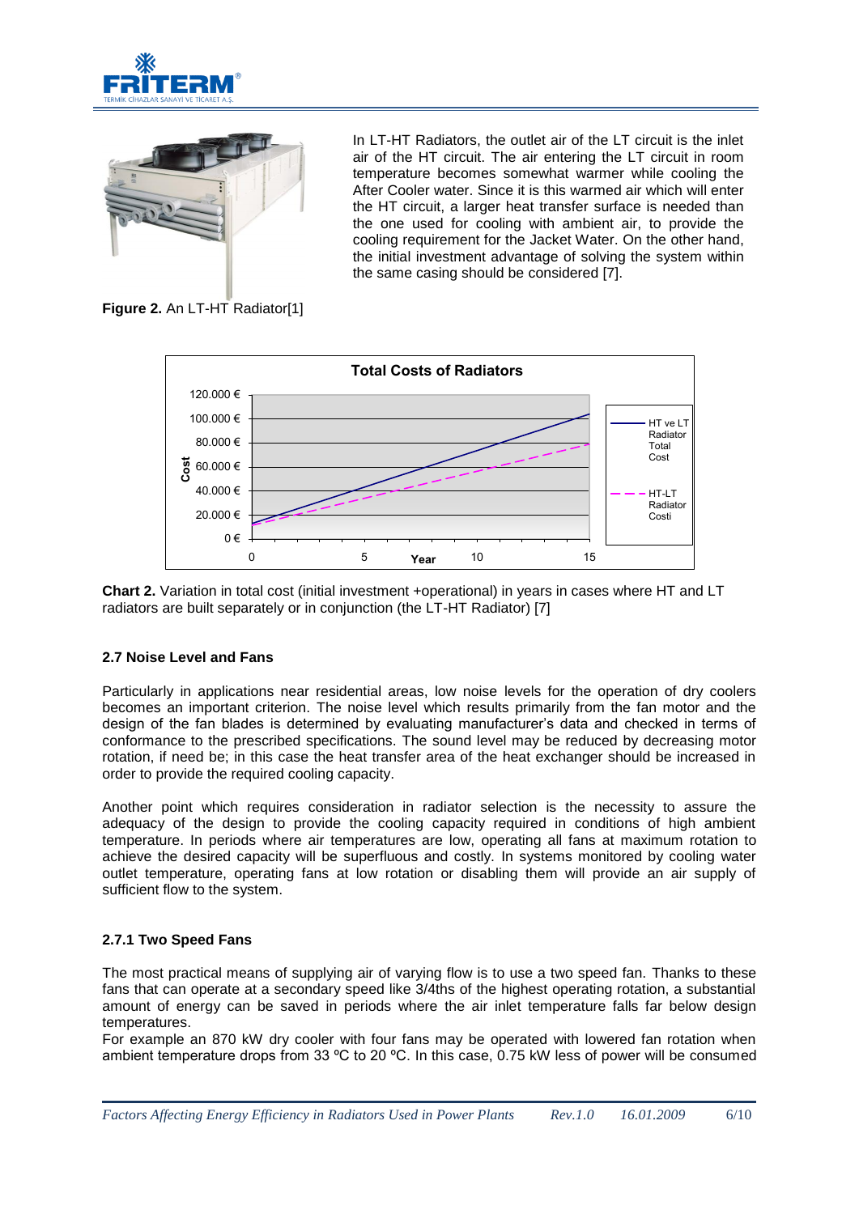In LT-HT Radiators, the outlet air of the LT circuit is the inlet air of the HT circuit. The air entering the LT circuit in room temperature becomes somewhat warmer while cooling the After Cooler water. Since it is this warmed air which will enter the HT circuit, a larger heat transfer surface is needed than the one used for cooling with ambient air, to provide the cooling requirement for the Jacket Water. On the other hand, the initial investment advantage of solving the system within the same casing should be considered [7].

**Figure 2.** An LT-HT Radiator[1]

Total Costs of Radiators

Cost

120.000 €
100.000 €
80.000 €
60.000 €
40.000 €
20.000 €
0 €

0
5
Year
10
15

HT ve LT Radiator Total Cost

HT-LT Radiator Costi

**Chart 2.** Variation in total cost (initial investment +operational) in years in cases where HT and LT radiators are built separately or in conjunction (the LT-HT Radiator) [7]

### 2.7 Noise Level and Fans

Particularly in applications near residential areas, low noise levels for the operation of dry coolers becomes an important criterion. The noise level which results primarily from the fan motor and the design of the fan blades is determined by evaluating manufacturer's data and checked in terms of conformance to the prescribed specifications. The sound level may be reduced by decreasing motor rotation, if need be; in this case the heat transfer area of the heat exchanger should be increased in order to provide the required cooling capacity.

Another point which requires consideration in radiator selection is the necessity to assure the adequacy of the design to provide the cooling capacity required in conditions of high ambient temperature. In periods where air temperatures are low, operating all fans at maximum rotation to achieve the desired capacity will be superfluous and costly. In systems monitored by cooling water outlet temperature, operating fans at low rotation or disabling them will provide an air supply of sufficient flow to the system.

#### 2.7.1 Two Speed Fans

The most practical means of supplying air of varying flow is to use a two speed fan. Thanks to these fans that can operate at a secondary speed like 3/4ths of the highest operating rotation, a substantial amount of energy can be saved in periods where the air inlet temperature falls far below design temperatures.
For example an 870 kW dry cooler with four fans may be operated with lowered fan rotation when ambient temperature drops from 33 ºC to 20 ºC. In this case, 0.75 kW less of power will be consumed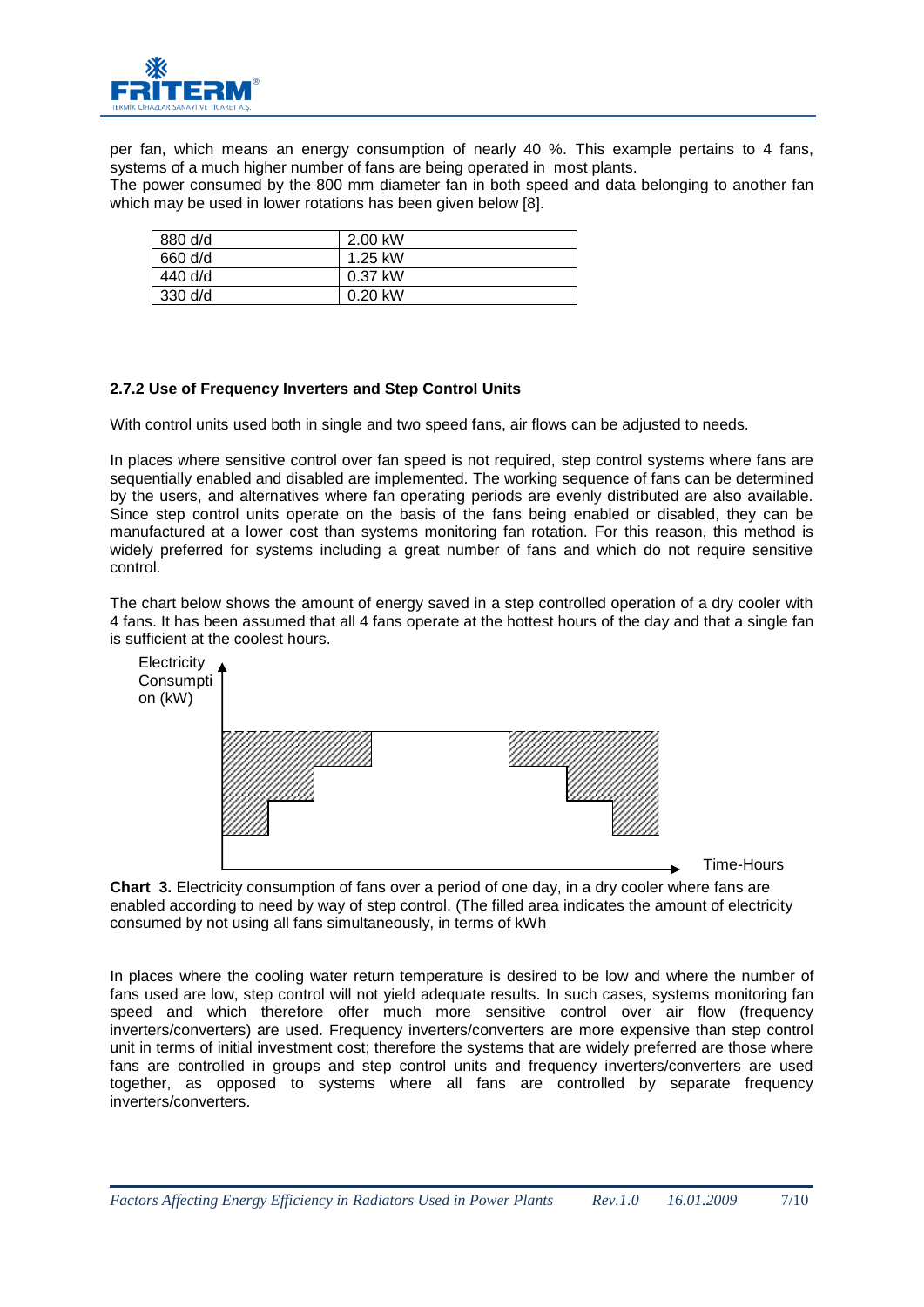per fan, which means an energy consumption of nearly 40 %. This example pertains to 4 fans, systems of a much higher number of fans are being operated in most plants.
The power consumed by the 800 mm diameter fan in both speed and data belonging to another fan which may be used in lower rotations has been given below [8].

| | |
|---|---|
| 880 d/d | 2.00 kW |
| 660 d/d | 1.25 kW |
| 440 d/d | 0.37 kW |
| 330 d/d | 0.20 kW |

### 2.7.2 Use of Frequency Inverters and Step Control Units

With control units used both in single and two speed fans, air flows can be adjusted to needs.

In places where sensitive control over fan speed is not required, step control systems where fans are sequentially enabled and disabled are implemented. The working sequence of fans can be determined by the users, and alternatives where fan operating periods are evenly distributed are also available. Since step control units operate on the basis of the fans being enabled or disabled, they can be manufactured at a lower cost than systems monitoring fan rotation. For this reason, this method is widely preferred for systems including a great number of fans and which do not require sensitive control.

The chart below shows the amount of energy saved in a step controlled operation of a dry cooler with 4 fans. It has been assumed that all 4 fans operate at the hottest hours of the day and that a single fan is sufficient at the coolest hours.

Electricity Consumption (kW)

Time-Hours

**Chart 3.** Electricity consumption of fans over a period of one day, in a dry cooler where fans are enabled according to need by way of step control. (The filled area indicates the amount of electricity consumed by not using all fans simultaneously, in terms of kWh

In places where the cooling water return temperature is desired to be low and where the number of fans used are low, step control will not yield adequate results. In such cases, systems monitoring fan speed and which therefore offer much more sensitive control over air flow (frequency inverters/converters) are used. Frequency inverters/converters are more expensive than step control unit in terms of initial investment cost; therefore the systems that are widely preferred are those where fans are controlled in groups and step control units and frequency inverters/converters are used together, as opposed to systems where all fans are controlled by separate frequency inverters/converters.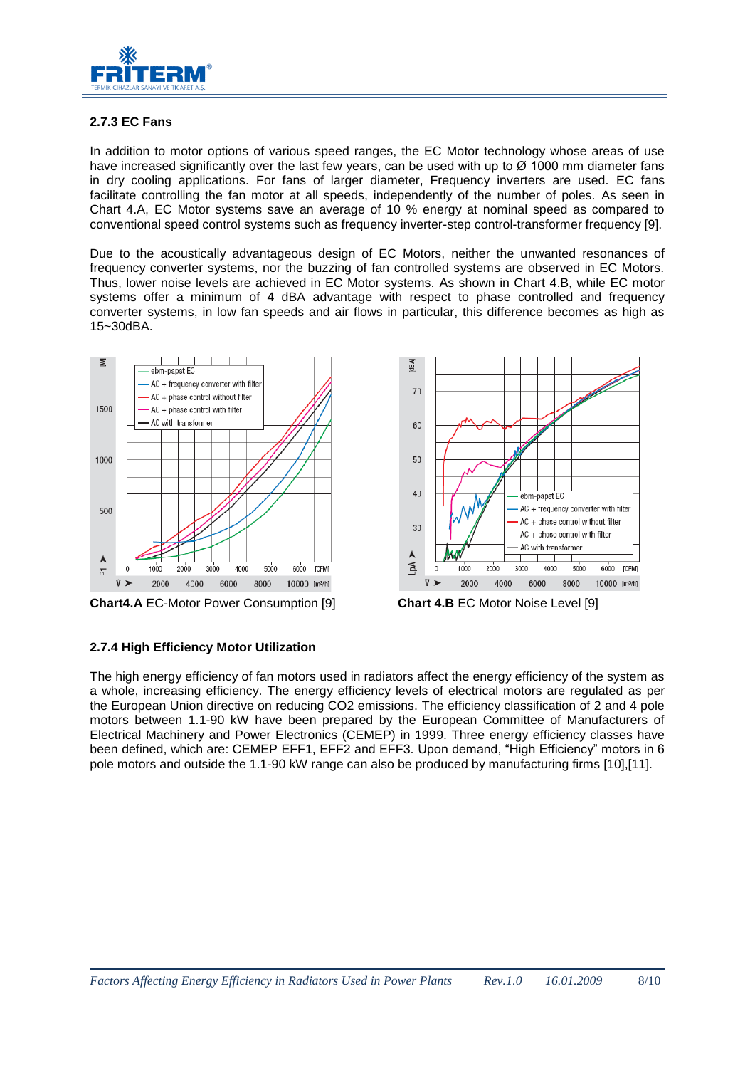### 2.7.3 EC Fans

In addition to motor options of various speed ranges, the EC Motor technology whose areas of use have increased significantly over the last few years, can be used with up to Ø 1000 mm diameter fans in dry cooling applications. For fans of larger diameter, Frequency inverters are used. EC fans facilitate controlling the fan motor at all speeds, independently of the number of poles. As seen in Chart 4.A, EC Motor systems save an average of 10 % energy at nominal speed as compared to conventional speed control systems such as frequency inverter-step control-transformer frequency [9].

Due to the acoustically advantageous design of EC Motors, neither the unwanted resonances of frequency converter systems, nor the buzzing of fan controlled systems are observed in EC Motors. Thus, lower noise levels are achieved in EC Motor systems. As shown in Chart 4.B, while EC motor systems offer a minimum of 4 dBA advantage with respect to phase controlled and frequency converter systems, in low fan speeds and air flows in particular, this difference becomes as high as 15~30dBA.

[W]
1500
1000
500
P1
ebm-papst EC
AC + frequency converter with filter
AC + phase control without filter
AC + phase control with filter
AC with transformer
0 1000 2000 3000 4000 5000 6000 [CFM]
V 2000 4000 6000 8000 10000 [m³/h]

**Chart4.A** EC-Motor Power Consumption [9]

[dBA]
70
60
50
40
30
LpA
ebm-papst EC
AC + frequency converter with filter
AC + phase control without filter
AC + phase control with filter
AC with transformer
0 1000 2000 3000 4000 5000 6000 [CFM]
V 2000 4000 6000 8000 10000 [m³/h]

**Chart 4.B** EC Motor Noise Level [9]

### 2.7.4 High Efficiency Motor Utilization

The high energy efficiency of fan motors used in radiators affect the energy efficiency of the system as a whole, increasing efficiency. The energy efficiency levels of electrical motors are regulated as per the European Union directive on reducing $CO_2$ emissions. The efficiency classification of 2 and 4 pole motors between 1.1-90 kW have been prepared by the European Committee of Manufacturers of Electrical Machinery and Power Electronics (CEMEP) in 1999. Three energy efficiency classes have been defined, which are: CEMEP EFF1, EFF2 and EFF3. Upon demand, "High Efficiency" motors in 6 pole motors and outside the 1.1-90 kW range can also be produced by manufacturing firms [10],[11].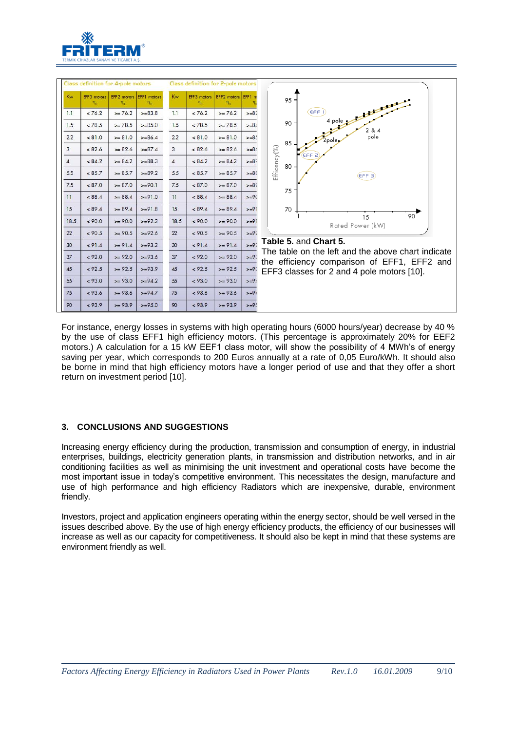| Class definition for 4-pole motors | | | | Class definition for 2-pole motors | | | |
|---|---|---|---|---|---|---|---|
| Kw | EFF3 motors $\eta_n$ | EFF2 motors $\eta_n$ | EFF1 motors $\eta_n$ | Kw | EFF3 motors $\eta_n$ | EFF2 motors $\eta_n$ | EFF1 m $\eta_n$ |
| 1.1 | < 76.2 | >= 76.2 | >=83.8 | 1.1 | < 76.2 | >= 76.2 | >=8 |
| 1.5 | < 78.5 | >= 78.5 | >=85.0 | 1.5 | < 78.5 | >= 78.5 | >=8 |
| 2.2 | < 81.0 | >= 81.0 | >=86.4 | 2.2 | < 81.0 | >= 81.0 | >=8 |
| 3 | < 82.6 | >= 82.6 | >=87.4 | 3 | < 82.6 | >= 82.6 | >=8 |
| 4 | < 84.2 | >= 84.2 | >=88.3 | 4 | < 84.2 | >= 84.2 | >=8 |
| 5.5 | < 85.7 | >= 85.7 | >=89.2 | 5.5 | < 85.7 | >= 85.7 | >=8 |
| 7.5 | < 87.0 | >= 87.0 | >=90.1 | 7.5 | < 87.0 | >= 87.0 | >=8 |
| 11 | < 88.4 | >= 88.4 | >=91.0 | 11 | < 88.4 | >= 88.4 | >=9 |
| 15 | < 89.4 | >= 89.4 | >=91.8 | 15 | < 89.4 | >= 89.4 | >=9 |
| 18.5 | < 90.0 | >= 90.0 | >=92.2 | 18.5 | < 90.0 | >= 90.0 | >=9 |
| 22 | < 90.5 | >= 90.5 | >=92.6 | 22 | < 90.5 | >= 90.5 | >=9 |
| 30 | < 91.4 | >= 91.4 | >=93.2 | 30 | < 91.4 | >= 91.4 | >=9 |
| 37 | < 92.0 | >= 92.0 | >=93.6 | 37 | < 92.0 | >= 92.0 | >=9 |
| 45 | < 92.5 | >= 92.5 | >=93.9 | 45 | < 92.5 | >= 92.5 | >=9 |
| 55 | < 93.0 | >= 93.0 | >=94.2 | 55 | < 93.0 | >= 93.0 | >=9 |
| 75 | < 93.6 | >= 93.6 | >=94.7 | 75 | < 93.6 | >= 93.6 | >=9 |
| 90 | < 93.9 | >= 93.9 | >=95.0 | 90 | < 93.9 | >= 93.9 | >=9 |

95
90
85
80
75
70
Efficency(%)
EFF 1
4 pole
2 & 4 pole
2pole
EFF 2
EFF 3
1
15
90
Rated Power (kW)

**Table 5.** and **Chart 5.** The table on the left and the above chart indicate the efficiency comparison of EFF1, EFF2 and EFF3 classes for 2 and 4 pole motors [10].

For instance, energy losses in systems with high operating hours (6000 hours/year) decrease by 40 % by the use of class EFF1 high efficiency motors. (This percentage is approximately 20% for EEF2 motors.) A calculation for a 15 kW EEF1 class motor, will show the possibility of 4 MWh's of energy saving per year, which corresponds to 200 Euros annually at a rate of 0,05 Euro/kWh. It should also be borne in mind that high efficiency motors have a longer period of use and that they offer a short return on investment period [10].

## 3. CONCLUSIONS AND SUGGESTIONS

Increasing energy efficiency during the production, transmission and consumption of energy, in industrial enterprises, buildings, electricity generation plants, in transmission and distribution networks, and in air conditioning facilities as well as minimising the unit investment and operational costs have become the most important issue in today's competitive environment. This necessitates the design, manufacture and use of high performance and high efficiency Radiators which are inexpensive, durable, environment friendly.

Investors, project and application engineers operating within the energy sector, should be well versed in the issues described above. By the use of high energy efficiency products, the efficiency of our businesses will increase as well as our capacity for competitiveness. It should also be kept in mind that these systems are environment friendly as well.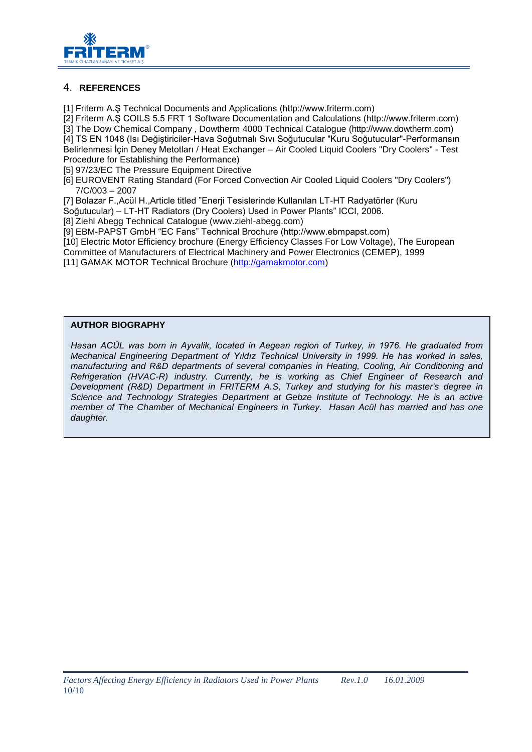## 4. REFERENCES

[1] Friterm A.Ş Technical Documents and Applications (http://www.friterm.com)
[2] Friterm A.Ş COILS 5.5 FRT 1 Software Documentation and Calculations (http://www.friterm.com)
[3] The Dow Chemical Company , Dowtherm 4000 Technical Catalogue (http://www.dowtherm.com)
[4] TS EN 1048 (Isı Değiştiriciler-Hava Soğutmalı Sıvı Soğutucular "Kuru Soğutucular"-Performansın Belirlenmesi İçin Deney Metotları / Heat Exchanger – Air Cooled Liquid Coolers "Dry Coolers" - Test Procedure for Establishing the Performance)
[5] 97/23/EC The Pressure Equipment Directive
[6] EUROVENT Rating Standard (For Forced Convection Air Cooled Liquid Coolers "Dry Coolers") 7/C/003 – 2007
[7] Bolazar F.,Acül H.,Article titled "Enerji Tesislerinde Kullanılan LT-HT Radyatörler (Kuru Soğutucular) – LT-HT Radiators (Dry Coolers) Used in Power Plants" ICCI, 2006.
[8] Ziehl Abegg Technical Catalogue (www.ziehl-abegg.com)
[9] EBM-PAPST GmbH "EC Fans" Technical Brochure (http://www.ebmpapst.com)
[10] Electric Motor Efficiency brochure (Energy Efficiency Classes For Low Voltage), The European Committee of Manufacturers of Electrical Machinery and Power Electronics (CEMEP), 1999
[11] GAMAK MOTOR Technical Brochure (http://gamakmotor.com)

**AUTHOR BIOGRAPHY**

*Hasan ACÜL was born in Ayvalik, located in Aegean region of Turkey, in 1976. He graduated from Mechanical Engineering Department of Yıldız Technical University in 1999. He has worked in sales, manufacturing and R&D departments of several companies in Heating, Cooling, Air Conditioning and Refrigeration (HVAC-R) industry. Currently, he is working as Chief Engineer of Research and Development (R&D) Department in FRITERM A.S, Turkey and studying for his master's degree in Science and Technology Strategies Department at Gebze Institute of Technology. He is an active member of The Chamber of Mechanical Engineers in Turkey. Hasan Acül has married and has one daughter.*